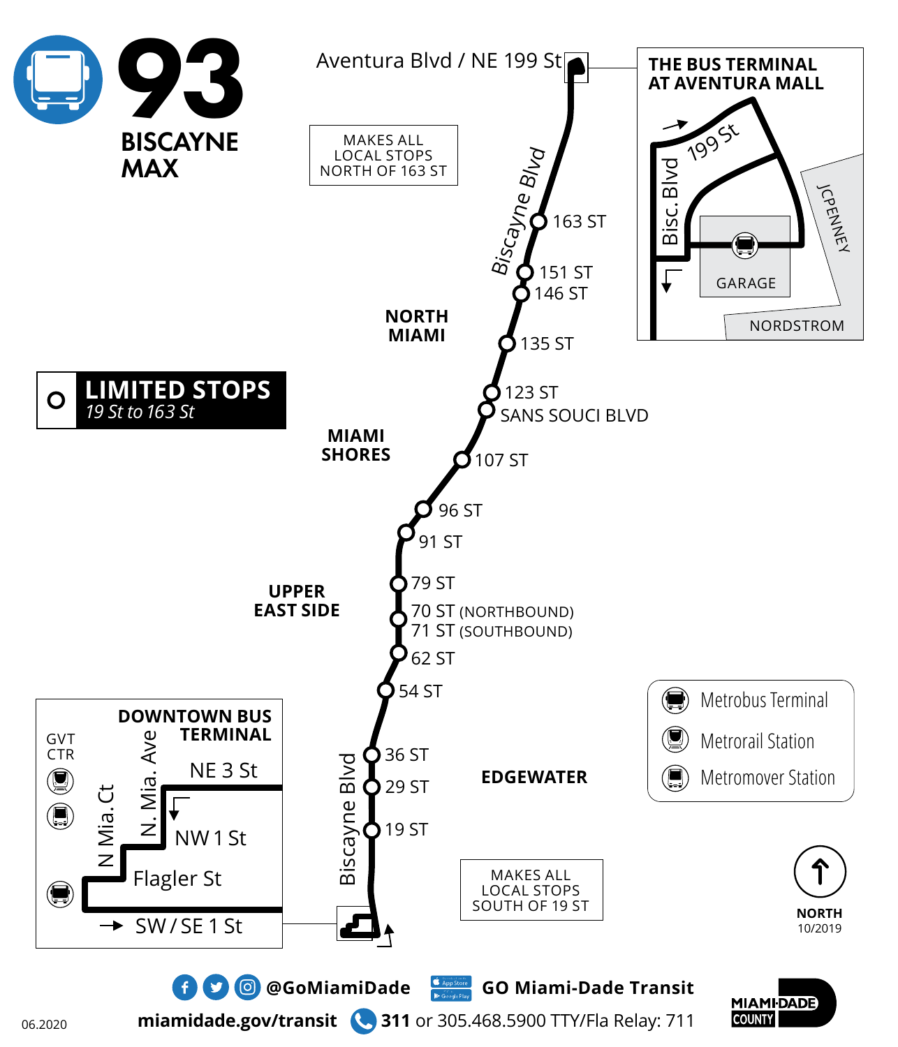# 93

## BISCAYNE MAX

Aventura Blvd / NE 199 St

MAKES ALL LOCAL STOPS NORTH OF 163 ST

### THE BUS TERMINAL AT AVENTURA MALL

199 St

Bisc. Blvd

JCPENNEY

GARAGE

NORDSTROM

**LIMITED STOPS**
*19 St to 163 St*

Biscayne Blvd

- 163 ST
- 151 ST
- 146 ST

**NORTH MIAMI**

- 135 ST
- 123 ST
- SANS SOUCI BLVD

**MIAMI SHORES**

- 107 ST
- 96 ST
- 91 ST

**UPPER EAST SIDE**

- 79 ST
- 70 ST (NORTHBOUND)
- 71 ST (SOUTHBOUND)
- 62 ST
- 54 ST
- 36 ST
- 29 ST
- 19 ST

**EDGEWATER**

Biscayne Blvd

MAKES ALL LOCAL STOPS SOUTH OF 19 ST

### DOWNTOWN BUS TERMINAL

GVT CTR

N. Mia. Ave

N Mia. Ct

NE 3 St

NW 1 St

Flagler St

SW / SE 1 St

Metrobus Terminal

Metrorail Station

Metromover Station

NORTH

10/2019

@GoMiamiDade

GO Miami-Dade Transit

miamidade.gov/transit **311** or 305.468.5900 TTY/Fla Relay: 711

MIAMI-DADE COUNTY

06.2020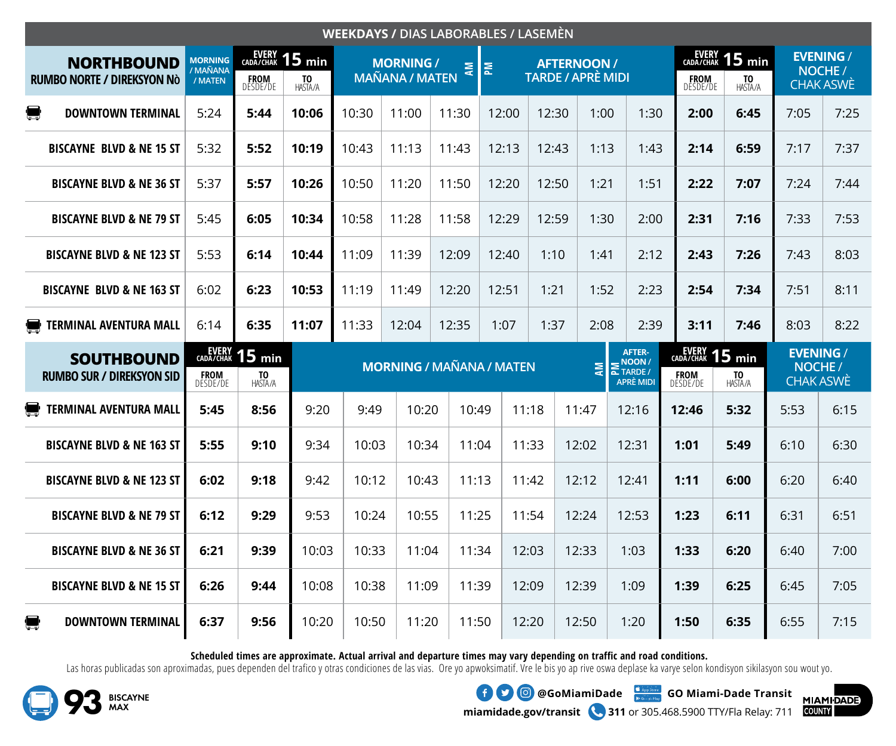## WEEKDAYS / DIAS LABORABLES / LASEMÈN

| NORTHBOUND RUMBO NORTE / DIREKSYON Nò | MORNING / MAÑANA / MATEN | EVERY CADA/CHAK 15 min FROM DESDE/DE | EVERY CADA/CHAK 15 min TO HASTA/A | MORNING / MAÑANA / MATEN AM | | | AFTERNOON / TARDE / APRÈ MIDI PM | | | | EVERY CADA/CHAK 15 min FROM DESDE/DE | EVERY CADA/CHAK 15 min TO HASTA/A | EVENING / NOCHE / CHAK ASWÈ | |
|---|---|---|---|---|---|---|---|---|---|---|---|---|---|---|
| DOWNTOWN TERMINAL | 5:24 | **5:44** | **10:06** | 10:30 | 11:00 | 11:30 | 12:00 | 12:30 | 1:00 | 1:30 | **2:00** | **6:45** | 7:05 | 7:25 |
| BISCAYNE BLVD & NE 15 ST | 5:32 | **5:52** | **10:19** | 10:43 | 11:13 | 11:43 | 12:13 | 12:43 | 1:13 | 1:43 | **2:14** | **6:59** | 7:17 | 7:37 |
| BISCAYNE BLVD & NE 36 ST | 5:37 | **5:57** | **10:26** | 10:50 | 11:20 | 11:50 | 12:20 | 12:50 | 1:21 | 1:51 | **2:22** | **7:07** | 7:24 | 7:44 |
| BISCAYNE BLVD & NE 79 ST | 5:45 | **6:05** | **10:34** | 10:58 | 11:28 | 11:58 | 12:29 | 12:59 | 1:30 | 2:00 | **2:31** | **7:16** | 7:33 | 7:53 |
| BISCAYNE BLVD & NE 123 ST | 5:53 | **6:14** | **10:44** | 11:09 | 11:39 | 12:09 | 12:40 | 1:10 | 1:41 | 2:12 | **2:43** | **7:26** | 7:43 | 8:03 |
| BISCAYNE BLVD & NE 163 ST | 6:02 | **6:23** | **10:53** | 11:19 | 11:49 | 12:20 | 12:51 | 1:21 | 1:52 | 2:23 | **2:54** | **7:34** | 7:51 | 8:11 |
| TERMINAL AVENTURA MALL | 6:14 | **6:35** | **11:07** | 11:33 | 12:04 | 12:35 | 1:07 | 1:37 | 2:08 | 2:39 | **3:11** | **7:46** | 8:03 | 8:22 |

| SOUTHBOUND RUMBO SUR / DIREKSYON SID | EVERY CADA/CHAK 15 min FROM DESDE/DE | EVERY CADA/CHAK 15 min TO HASTA/A | MORNING / MAÑANA / MATEN AM | | | | | | AFTERNOON / TARDE / APRÈ MIDI PM | EVERY CADA/CHAK 15 min FROM DESDE/DE | EVERY CADA/CHAK 15 min TO HASTA/A | EVENING / NOCHE / CHAK ASWÈ | |
|---|---|---|---|---|---|---|---|---|---|---|---|---|---|
| TERMINAL AVENTURA MALL | **5:45** | **8:56** | 9:20 | 9:49 | 10:20 | 10:49 | 11:18 | 11:47 | 12:16 | **12:46** | **5:32** | 5:53 | 6:15 |
| BISCAYNE BLVD & NE 163 ST | **5:55** | **9:10** | 9:34 | 10:03 | 10:34 | 11:04 | 11:33 | 12:02 | 12:31 | **1:01** | **5:49** | 6:10 | 6:30 |
| BISCAYNE BLVD & NE 123 ST | **6:02** | **9:18** | 9:42 | 10:12 | 10:43 | 11:13 | 11:42 | 12:12 | 12:41 | **1:11** | **6:00** | 6:20 | 6:40 |
| BISCAYNE BLVD & NE 79 ST | **6:12** | **9:29** | 9:53 | 10:24 | 10:55 | 11:25 | 11:54 | 12:24 | 12:53 | **1:23** | **6:11** | 6:31 | 6:51 |
| BISCAYNE BLVD & NE 36 ST | **6:21** | **9:39** | 10:03 | 10:33 | 11:04 | 11:34 | 12:03 | 12:33 | 1:03 | **1:33** | **6:20** | 6:40 | 7:00 |
| BISCAYNE BLVD & NE 15 ST | **6:26** | **9:44** | 10:08 | 10:38 | 11:09 | 11:39 | 12:09 | 12:39 | 1:09 | **1:39** | **6:25** | 6:45 | 7:05 |
| DOWNTOWN TERMINAL | **6:37** | **9:56** | 10:20 | 10:50 | 11:20 | 11:50 | 12:20 | 12:50 | 1:20 | **1:50** | **6:35** | 6:55 | 7:15 |

**Scheduled times are approximate. Actual arrival and departure times may vary depending on traffic and road conditions.**

Las horas publicadas son aproximadas, pues dependen del trafico y otras condiciones de las vias. Ore yo apwoksimatif. Vre le bis yo ap rive oswa deplase ka varye selon kondisyon sikilasyon sou wout yo.

93 BISCAYNE MAX

@GoMiamiDade GO Miami-Dade Transit

miamidade.gov/transit 311 or 305.468.5900 TTY/Fla Relay: 711

MIAMI-DADE COUNTY